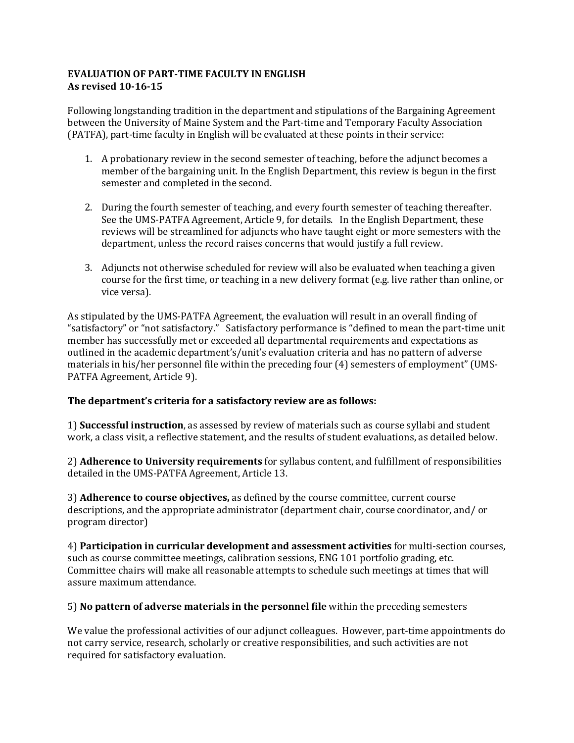**EVALUATION OF PART-TIME FACULTY IN ENGLISH**
**As revised 10-16-15**

Following longstanding tradition in the department and stipulations of the Bargaining Agreement between the University of Maine System and the Part-time and Temporary Faculty Association (PATFA), part-time faculty in English will be evaluated at these points in their service:

1. A probationary review in the second semester of teaching, before the adjunct becomes a member of the bargaining unit. In the English Department, this review is begun in the first semester and completed in the second.

2. During the fourth semester of teaching, and every fourth semester of teaching thereafter. See the UMS-PATFA Agreement, Article 9, for details. In the English Department, these reviews will be streamlined for adjuncts who have taught eight or more semesters with the department, unless the record raises concerns that would justify a full review.

3. Adjuncts not otherwise scheduled for review will also be evaluated when teaching a given course for the first time, or teaching in a new delivery format (e.g. live rather than online, or vice versa).

As stipulated by the UMS-PATFA Agreement, the evaluation will result in an overall finding of "satisfactory" or "not satisfactory." Satisfactory performance is "defined to mean the part-time unit member has successfully met or exceeded all departmental requirements and expectations as outlined in the academic department's/unit's evaluation criteria and has no pattern of adverse materials in his/her personnel file within the preceding four (4) semesters of employment" (UMS-PATFA Agreement, Article 9).

**The department's criteria for a satisfactory review are as follows:**

1) **Successful instruction**, as assessed by review of materials such as course syllabi and student work, a class visit, a reflective statement, and the results of student evaluations, as detailed below.

2) **Adherence to University requirements** for syllabus content, and fulfillment of responsibilities detailed in the UMS-PATFA Agreement, Article 13.

3) **Adherence to course objectives,** as defined by the course committee, current course descriptions, and the appropriate administrator (department chair, course coordinator, and/ or program director)

4) **Participation in curricular development and assessment activities** for multi-section courses, such as course committee meetings, calibration sessions, ENG 101 portfolio grading, etc. Committee chairs will make all reasonable attempts to schedule such meetings at times that will assure maximum attendance.

5) **No pattern of adverse materials in the personnel file** within the preceding semesters

We value the professional activities of our adjunct colleagues. However, part-time appointments do not carry service, research, scholarly or creative responsibilities, and such activities are not required for satisfactory evaluation.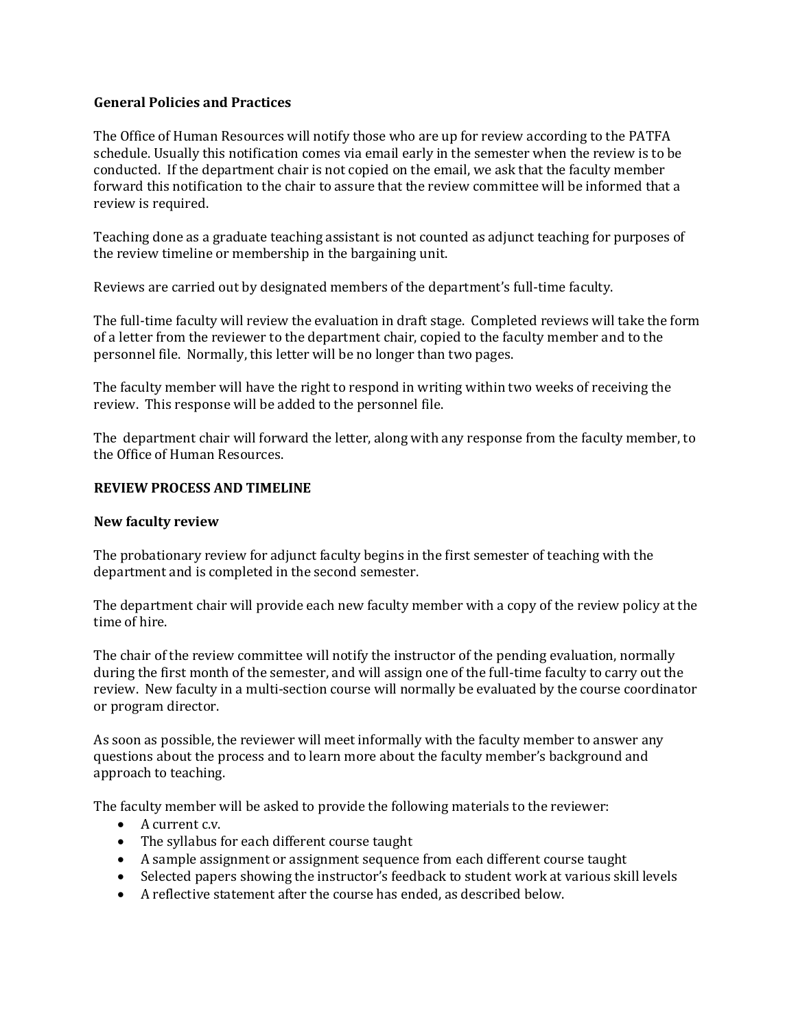**General Policies and Practices**

The Office of Human Resources will notify those who are up for review according to the PATFA schedule. Usually this notification comes via email early in the semester when the review is to be conducted. If the department chair is not copied on the email, we ask that the faculty member forward this notification to the chair to assure that the review committee will be informed that a review is required.

Teaching done as a graduate teaching assistant is not counted as adjunct teaching for purposes of the review timeline or membership in the bargaining unit.

Reviews are carried out by designated members of the department's full-time faculty.

The full-time faculty will review the evaluation in draft stage. Completed reviews will take the form of a letter from the reviewer to the department chair, copied to the faculty member and to the personnel file. Normally, this letter will be no longer than two pages.

The faculty member will have the right to respond in writing within two weeks of receiving the review. This response will be added to the personnel file.

The department chair will forward the letter, along with any response from the faculty member, to the Office of Human Resources.

**REVIEW PROCESS AND TIMELINE**

**New faculty review**

The probationary review for adjunct faculty begins in the first semester of teaching with the department and is completed in the second semester.

The department chair will provide each new faculty member with a copy of the review policy at the time of hire.

The chair of the review committee will notify the instructor of the pending evaluation, normally during the first month of the semester, and will assign one of the full-time faculty to carry out the review. New faculty in a multi-section course will normally be evaluated by the course coordinator or program director.

As soon as possible, the reviewer will meet informally with the faculty member to answer any questions about the process and to learn more about the faculty member's background and approach to teaching.

The faculty member will be asked to provide the following materials to the reviewer:

- A current c.v.
- The syllabus for each different course taught
- A sample assignment or assignment sequence from each different course taught
- Selected papers showing the instructor's feedback to student work at various skill levels
- A reflective statement after the course has ended, as described below.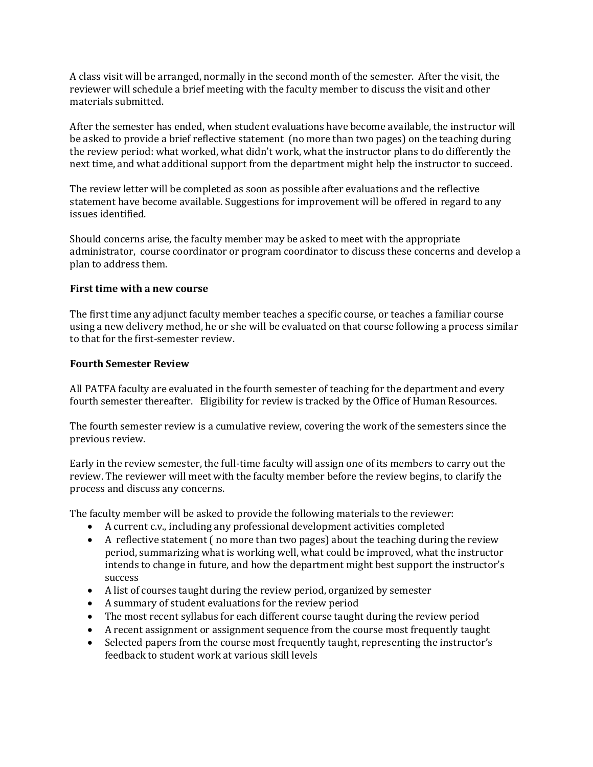A class visit will be arranged, normally in the second month of the semester. After the visit, the reviewer will schedule a brief meeting with the faculty member to discuss the visit and other materials submitted.

After the semester has ended, when student evaluations have become available, the instructor will be asked to provide a brief reflective statement (no more than two pages) on the teaching during the review period: what worked, what didn't work, what the instructor plans to do differently the next time, and what additional support from the department might help the instructor to succeed.

The review letter will be completed as soon as possible after evaluations and the reflective statement have become available. Suggestions for improvement will be offered in regard to any issues identified.

Should concerns arise, the faculty member may be asked to meet with the appropriate administrator, course coordinator or program coordinator to discuss these concerns and develop a plan to address them.

**First time with a new course**

The first time any adjunct faculty member teaches a specific course, or teaches a familiar course using a new delivery method, he or she will be evaluated on that course following a process similar to that for the first-semester review.

**Fourth Semester Review**

All PATFA faculty are evaluated in the fourth semester of teaching for the department and every fourth semester thereafter. Eligibility for review is tracked by the Office of Human Resources.

The fourth semester review is a cumulative review, covering the work of the semesters since the previous review.

Early in the review semester, the full-time faculty will assign one of its members to carry out the review. The reviewer will meet with the faculty member before the review begins, to clarify the process and discuss any concerns.

The faculty member will be asked to provide the following materials to the reviewer:

- A current c.v., including any professional development activities completed
- A reflective statement ( no more than two pages) about the teaching during the review period, summarizing what is working well, what could be improved, what the instructor intends to change in future, and how the department might best support the instructor's success
- A list of courses taught during the review period, organized by semester
- A summary of student evaluations for the review period
- The most recent syllabus for each different course taught during the review period
- A recent assignment or assignment sequence from the course most frequently taught
- Selected papers from the course most frequently taught, representing the instructor's feedback to student work at various skill levels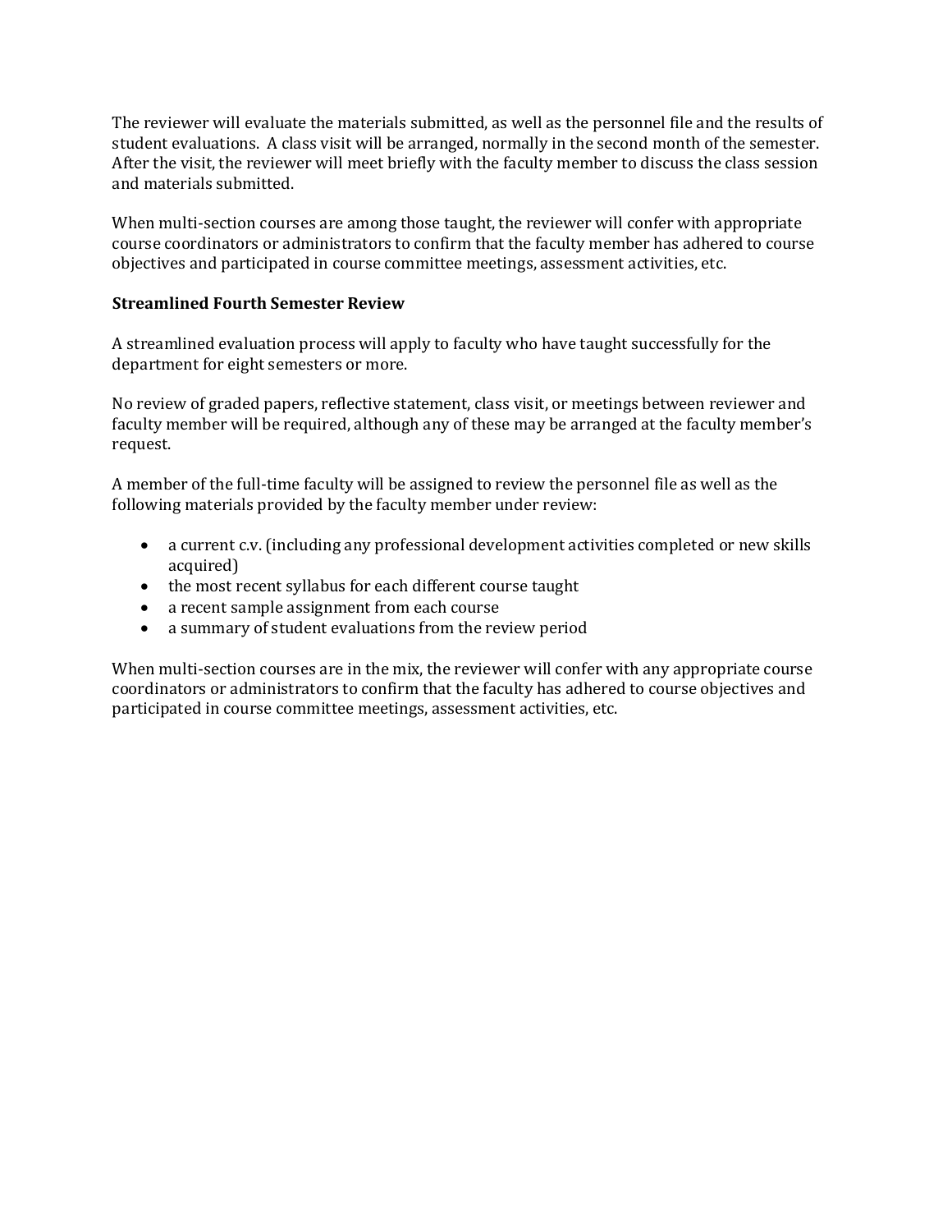The reviewer will evaluate the materials submitted, as well as the personnel file and the results of student evaluations. A class visit will be arranged, normally in the second month of the semester. After the visit, the reviewer will meet briefly with the faculty member to discuss the class session and materials submitted.

When multi-section courses are among those taught, the reviewer will confer with appropriate course coordinators or administrators to confirm that the faculty member has adhered to course objectives and participated in course committee meetings, assessment activities, etc.

**Streamlined Fourth Semester Review**

A streamlined evaluation process will apply to faculty who have taught successfully for the department for eight semesters or more.

No review of graded papers, reflective statement, class visit, or meetings between reviewer and faculty member will be required, although any of these may be arranged at the faculty member's request.

A member of the full-time faculty will be assigned to review the personnel file as well as the following materials provided by the faculty member under review:

- a current c.v. (including any professional development activities completed or new skills acquired)
- the most recent syllabus for each different course taught
- a recent sample assignment from each course
- a summary of student evaluations from the review period

When multi-section courses are in the mix, the reviewer will confer with any appropriate course coordinators or administrators to confirm that the faculty has adhered to course objectives and participated in course committee meetings, assessment activities, etc.